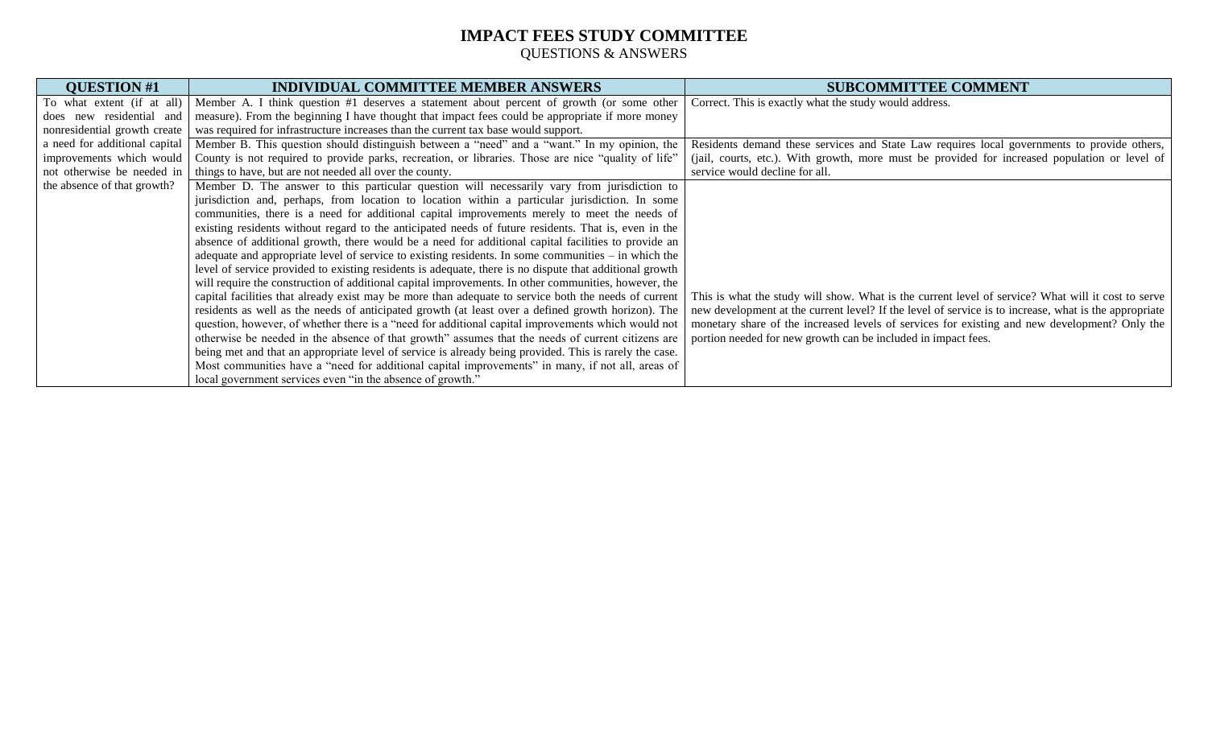# IMPACT FEES STUDY COMMITTEE

QUESTIONS & ANSWERS

| QUESTION #1 | INDIVIDUAL COMMITTEE MEMBER ANSWERS | SUBCOMMITTEE COMMENT |
|---|---|---|
| To what extent (if at all) does new residential and nonresidential growth create a need for additional capital improvements which would not otherwise be needed in the absence of that growth? | Member A. I think question #1 deserves a statement about percent of growth (or some other measure). From the beginning I have thought that impact fees could be appropriate if more money was required for infrastructure increases than the current tax base would support. | Correct. This is exactly what the study would address. |
| | Member B. This question should distinguish between a "need" and a "want." In my opinion, the County is not required to provide parks, recreation, or libraries. Those are nice "quality of life" things to have, but are not needed all over the county. | Residents demand these services and State Law requires local governments to provide others, (jail, courts, etc.). With growth, more must be provided for increased population or level of service would decline for all. |
| | Member D. The answer to this particular question will necessarily vary from jurisdiction to jurisdiction and, perhaps, from location to location within a particular jurisdiction. In some communities, there is a need for additional capital improvements merely to meet the needs of existing residents without regard to the anticipated needs of future residents. That is, even in the absence of additional growth, there would be a need for additional capital facilities to provide an adequate and appropriate level of service to existing residents. In some communities – in which the level of service provided to existing residents is adequate, there is no dispute that additional growth will require the construction of additional capital improvements. In other communities, however, the capital facilities that already exist may be more than adequate to service both the needs of current residents as well as the needs of anticipated growth (at least over a defined growth horizon). The question, however, of whether there is a "need for additional capital improvements which would not otherwise be needed in the absence of that growth" assumes that the needs of current citizens are being met and that an appropriate level of service is already being provided. This is rarely the case. Most communities have a "need for additional capital improvements" in many, if not all, areas of local government services even "in the absence of growth." | This is what the study will show. What is the current level of service? What will it cost to serve new development at the current level? If the level of service is to increase, what is the appropriate monetary share of the increased levels of services for existing and new development? Only the portion needed for new growth can be included in impact fees. |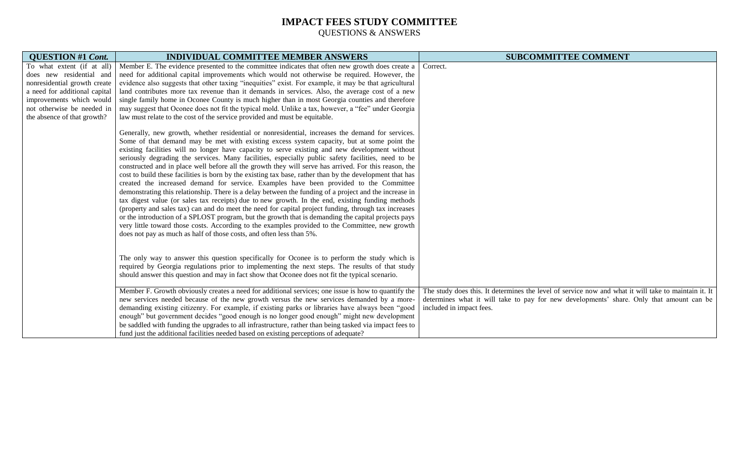# IMPACT FEES STUDY COMMITTEE

QUESTIONS & ANSWERS

| QUESTION #1 *Cont.* | INDIVIDUAL COMMITTEE MEMBER ANSWERS | SUBCOMMITTEE COMMENT |
|---|---|---|
| To what extent (if at all) does new residential and nonresidential growth create a need for additional capital improvements which would not otherwise be needed in the absence of that growth? | Member E. The evidence presented to the committee indicates that often new growth does create a need for additional capital improvements which would not otherwise be required. However, the evidence also suggests that other taxing "inequities" exist. For example, it may be that agricultural land contributes more tax revenue than it demands in services. Also, the average cost of a new single family home in Oconee County is much higher than in most Georgia counties and therefore may suggest that Oconee does not fit the typical mold. Unlike a tax, however, a "fee" under Georgia law must relate to the cost of the service provided and must be equitable.<br><br>Generally, new growth, whether residential or nonresidential, increases the demand for services. Some of that demand may be met with existing excess system capacity, but at some point the existing facilities will no longer have capacity to serve existing and new development without seriously degrading the services. Many facilities, especially public safety facilities, need to be constructed and in place well before all the growth they will serve has arrived. For this reason, the cost to build these facilities is born by the existing tax base, rather than by the development that has created the increased demand for service. Examples have been provided to the Committee demonstrating this relationship. There is a delay between the funding of a project and the increase in tax digest value (or sales tax receipts) due to new growth. In the end, existing funding methods (property and sales tax) can and do meet the need for capital project funding, through tax increases or the introduction of a SPLOST program, but the growth that is demanding the capital projects pays very little toward those costs. According to the examples provided to the Committee, new growth does not pay as much as half of those costs, and often less than 5%.<br><br>The only way to answer this question specifically for Oconee is to perform the study which is required by Georgia regulations prior to implementing the next steps. The results of that study should answer this question and may in fact show that Oconee does not fit the typical scenario. | Correct. |
| | Member F. Growth obviously creates a need for additional services; one issue is how to quantify the new services needed because of the new growth versus the new services demanded by a more-demanding existing citizenry. For example, if existing parks or libraries have always been "good enough" but government decides "good enough is no longer good enough" might new development be saddled with funding the upgrades to all infrastructure, rather than being tasked via impact fees to fund just the additional facilities needed based on existing perceptions of adequate? | The study does this. It determines the level of service now and what it will take to maintain it. It determines what it will take to pay for new developments' share. Only that amount can be included in impact fees. |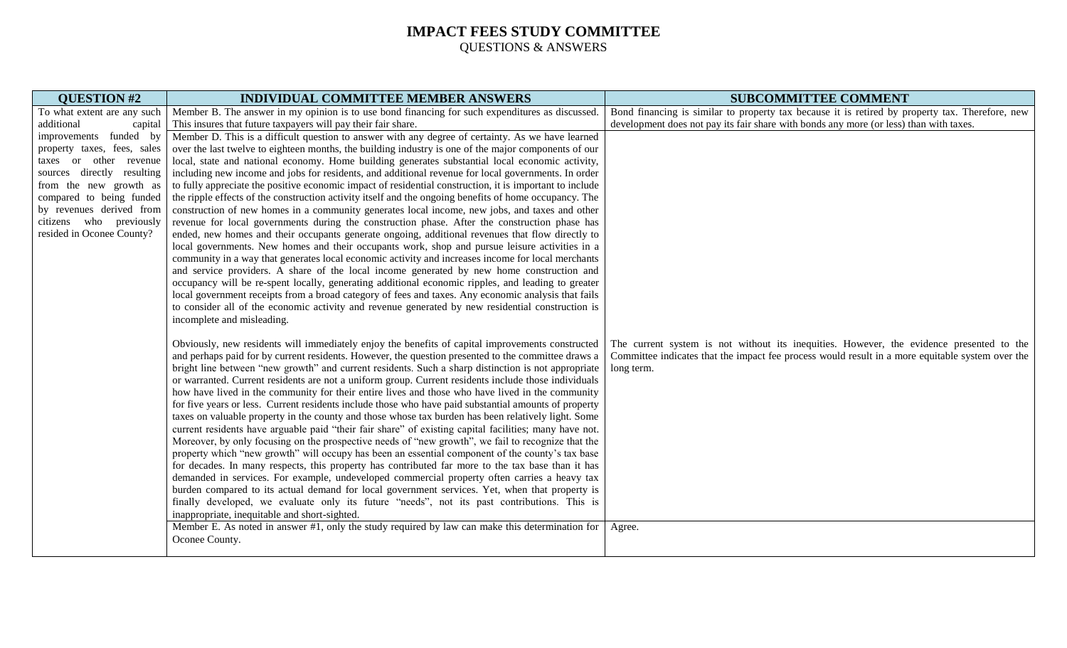# IMPACT FEES STUDY COMMITTEE

QUESTIONS & ANSWERS

| QUESTION #2 | INDIVIDUAL COMMITTEE MEMBER ANSWERS | SUBCOMMITTEE COMMENT |
|---|---|---|
| To what extent are any such additional capital improvements funded by property taxes, fees, sales taxes or other revenue sources directly resulting from the new growth as compared to being funded by revenues derived from citizens who previously resided in Oconee County? | Member B. The answer in my opinion is to use bond financing for such expenditures as discussed. This insures that future taxpayers will pay their fair share. | Bond financing is similar to property tax because it is retired by property tax. Therefore, new development does not pay its fair share with bonds any more (or less) than with taxes. |
| | Member D. This is a difficult question to answer with any degree of certainty. As we have learned over the last twelve to eighteen months, the building industry is one of the major components of our local, state and national economy. Home building generates substantial local economic activity, including new income and jobs for residents, and additional revenue for local governments. In order to fully appreciate the positive economic impact of residential construction, it is important to include the ripple effects of the construction activity itself and the ongoing benefits of home occupancy. The construction of new homes in a community generates local income, new jobs, and taxes and other revenue for local governments during the construction phase. After the construction phase has ended, new homes and their occupants generate ongoing, additional revenues that flow directly to local governments. New homes and their occupants work, shop and pursue leisure activities in a community in a way that generates local economic activity and increases income for local merchants and service providers. A share of the local income generated by new home construction and occupancy will be re-spent locally, generating additional economic ripples, and leading to greater local government receipts from a broad category of fees and taxes. Any economic analysis that fails to consider all of the economic activity and revenue generated by new residential construction is incomplete and misleading.<br><br>Obviously, new residents will immediately enjoy the benefits of capital improvements constructed and perhaps paid for by current residents. However, the question presented to the committee draws a bright line between "new growth" and current residents. Such a sharp distinction is not appropriate or warranted. Current residents are not a uniform group. Current residents include those individuals how have lived in the community for their entire lives and those who have lived in the community for five years or less. Current residents include those who have paid substantial amounts of property taxes on valuable property in the county and those whose tax burden has been relatively light. Some current residents have arguable paid "their fair share" of existing capital facilities; many have not. Moreover, by only focusing on the prospective needs of "new growth", we fail to recognize that the property which "new growth" will occupy has been an essential component of the county's tax base for decades. In many respects, this property has contributed far more to the tax base than it has demanded in services. For example, undeveloped commercial property often carries a heavy tax burden compared to its actual demand for local government services. Yet, when that property is finally developed, we evaluate only its future "needs", not its past contributions. This is inappropriate, inequitable and short-sighted. | The current system is not without its inequities. However, the evidence presented to the Committee indicates that the impact fee process would result in a more equitable system over the long term. |
| | Member E. As noted in answer #1, only the study required by law can make this determination for Oconee County. | Agree. |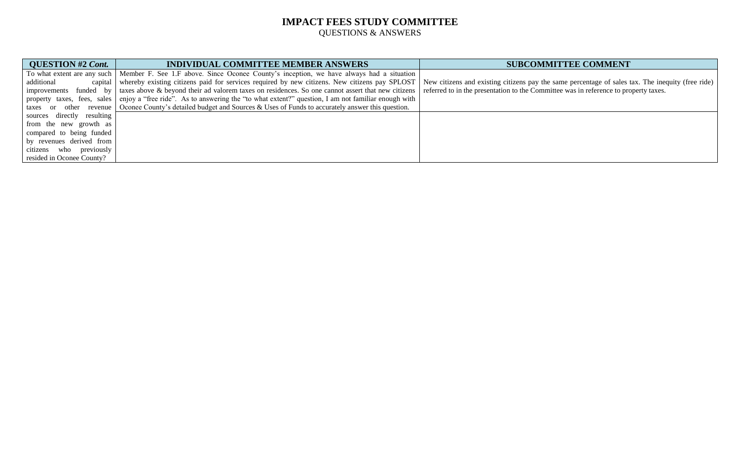# IMPACT FEES STUDY COMMITTEE

QUESTIONS & ANSWERS

| **QUESTION #2 *Cont.*** | **INDIVIDUAL COMMITTEE MEMBER ANSWERS** | **SUBCOMMITTEE COMMENT** |
|---|---|---|
| To what extent are any such additional capital improvements funded by property taxes, fees, sales taxes or other revenue sources directly resulting from the new growth as compared to being funded by revenues derived from citizens who previously resided in Oconee County? | Member F. See 1.F above. Since Oconee County's inception, we have always had a situation whereby existing citizens paid for services required by new citizens. New citizens pay SPLOST taxes above & beyond their ad valorem taxes on residences. So one cannot assert that new citizens enjoy a "free ride". As to answering the "to what extent?" question, I am not familiar enough with Oconee County's detailed budget and Sources & Uses of Funds to accurately answer this question. | New citizens and existing citizens pay the same percentage of sales tax. The inequity (free ride) referred to in the presentation to the Committee was in reference to property taxes. |
| | | |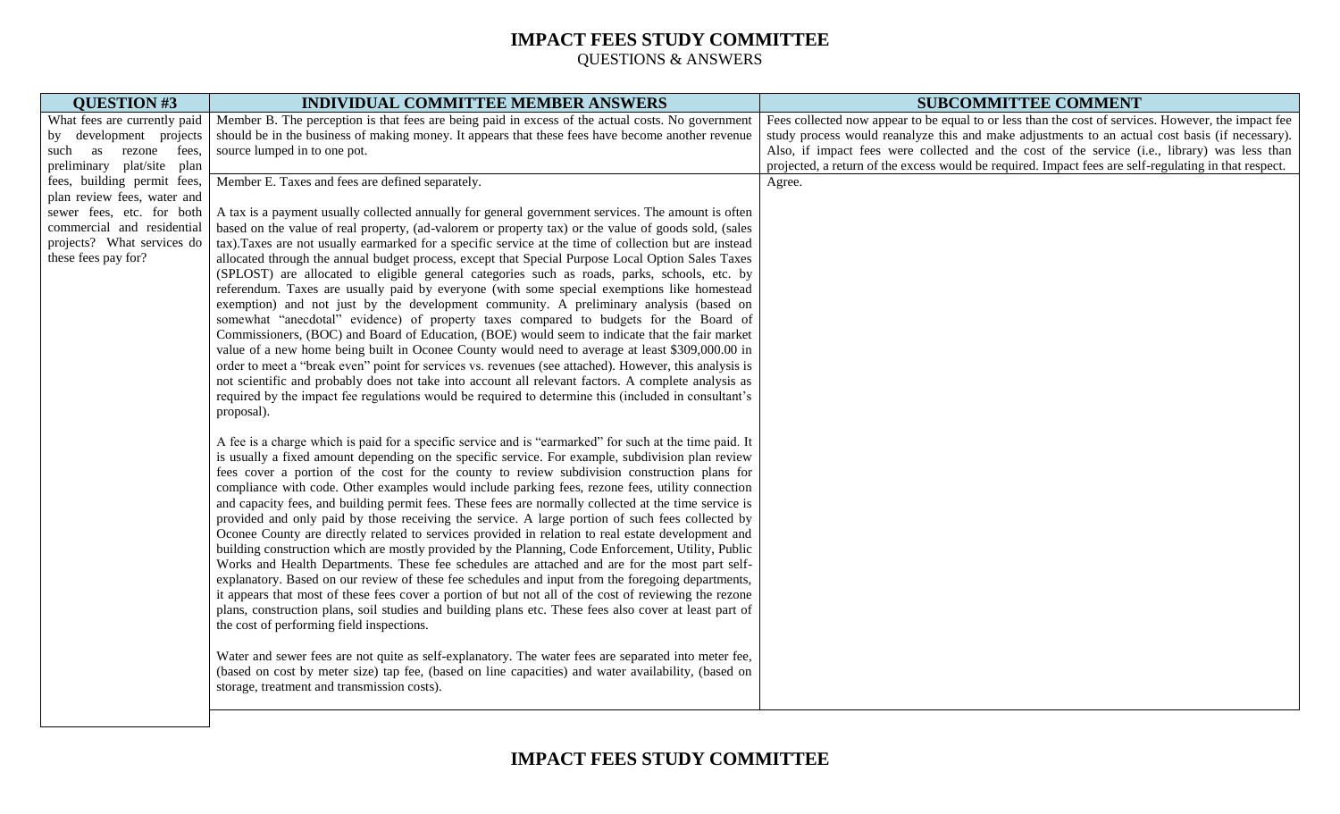# IMPACT FEES STUDY COMMITTEE

QUESTIONS & ANSWERS

| QUESTION #3 | INDIVIDUAL COMMITTEE MEMBER ANSWERS | SUBCOMMITTEE COMMENT |
|---|---|---|
| What fees are currently paid by development projects such as rezone fees, preliminary plat/site plan fees, building permit fees, plan review fees, water and sewer fees, etc. for both commercial and residential projects? What services do these fees pay for? | Member B. The perception is that fees are being paid in excess of the actual costs. No government should be in the business of making money. It appears that these fees have become another revenue source lumped in to one pot. | Fees collected now appear to be equal to or less than the cost of services. However, the impact fee study process would reanalyze this and make adjustments to an actual cost basis (if necessary). Also, if impact fees were collected and the cost of the service (i.e., library) was less than projected, a return of the excess would be required. Impact fees are self-regulating in that respect. |
| | Member E. Taxes and fees are defined separately.<br><br>A tax is a payment usually collected annually for general government services. The amount is often based on the value of real property, (ad-valorem or property tax) or the value of goods sold, (sales tax).Taxes are not usually earmarked for a specific service at the time of collection but are instead allocated through the annual budget process, except that Special Purpose Local Option Sales Taxes (SPLOST) are allocated to eligible general categories such as roads, parks, schools, etc. by referendum. Taxes are usually paid by everyone (with some special exemptions like homestead exemption) and not just by the development community. A preliminary analysis (based on somewhat "anecdotal" evidence) of property taxes compared to budgets for the Board of Commissioners, (BOC) and Board of Education, (BOE) would seem to indicate that the fair market value of a new home being built in Oconee County would need to average at least $309,000.00 in order to meet a "break even" point for services vs. revenues (see attached). However, this analysis is not scientific and probably does not take into account all relevant factors. A complete analysis as required by the impact fee regulations would be required to determine this (included in consultant's proposal).<br><br>A fee is a charge which is paid for a specific service and is "earmarked" for such at the time paid. It is usually a fixed amount depending on the specific service. For example, subdivision plan review fees cover a portion of the cost for the county to review subdivision construction plans for compliance with code. Other examples would include parking fees, rezone fees, utility connection and capacity fees, and building permit fees. These fees are normally collected at the time service is provided and only paid by those receiving the service. A large portion of such fees collected by Oconee County are directly related to services provided in relation to real estate development and building construction which are mostly provided by the Planning, Code Enforcement, Utility, Public Works and Health Departments. These fee schedules are attached and are for the most part self-explanatory. Based on our review of these fee schedules and input from the foregoing departments, it appears that most of these fees cover a portion of but not all of the cost of reviewing the rezone plans, construction plans, soil studies and building plans etc. These fees also cover at least part of the cost of performing field inspections.<br><br>Water and sewer fees are not quite as self-explanatory. The water fees are separated into meter fee, (based on cost by meter size) tap fee, (based on line capacities) and water availability, (based on storage, treatment and transmission costs). | Agree. |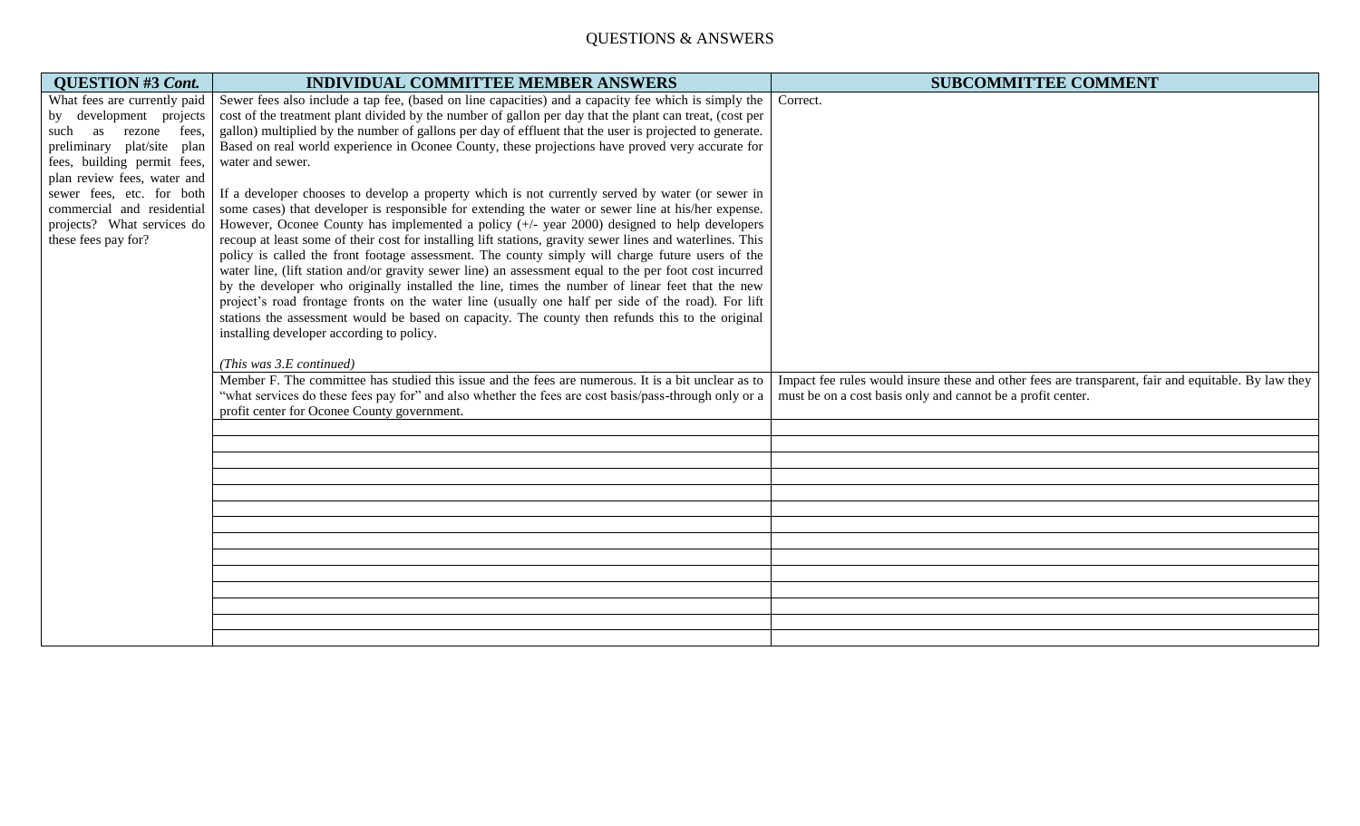# QUESTIONS & ANSWERS

| QUESTION #3 *Cont.* | INDIVIDUAL COMMITTEE MEMBER ANSWERS | SUBCOMMITTEE COMMENT |
|---|---|---|
| What fees are currently paid by development projects such as rezone fees, preliminary plat/site plan fees, building permit fees, plan review fees, water and sewer fees, etc. for both commercial and residential projects? What services do these fees pay for? | Sewer fees also include a tap fee, (based on line capacities) and a capacity fee which is simply the cost of the treatment plant divided by the number of gallon per day that the plant can treat, (cost per gallon) multiplied by the number of gallons per day of effluent that the user is projected to generate. Based on real world experience in Oconee County, these projections have proved very accurate for water and sewer.<br><br>If a developer chooses to develop a property which is not currently served by water (or sewer in some cases) that developer is responsible for extending the water or sewer line at his/her expense. However, Oconee County has implemented a policy (+/- year 2000) designed to help developers recoup at least some of their cost for installing lift stations, gravity sewer lines and waterlines. This policy is called the front footage assessment. The county simply will charge future users of the water line, (lift station and/or gravity sewer line) an assessment equal to the per foot cost incurred by the developer who originally installed the line, times the number of linear feet that the new project's road frontage fronts on the water line (usually one half per side of the road). For lift stations the assessment would be based on capacity. The county then refunds this to the original installing developer according to policy.<br><br>*(This was 3.E continued)* | Correct. |
| | Member F. The committee has studied this issue and the fees are numerous. It is a bit unclear as to "what services do these fees pay for" and also whether the fees are cost basis/pass-through only or a profit center for Oconee County government. | Impact fee rules would insure these and other fees are transparent, fair and equitable. By law they must be on a cost basis only and cannot be a profit center. |
| | | |
| | | |
| | | |
| | | |
| | | |
| | | |
| | | |
| | | |
| | | |
| | | |
| | | |
| | | |
| | | |
| | | |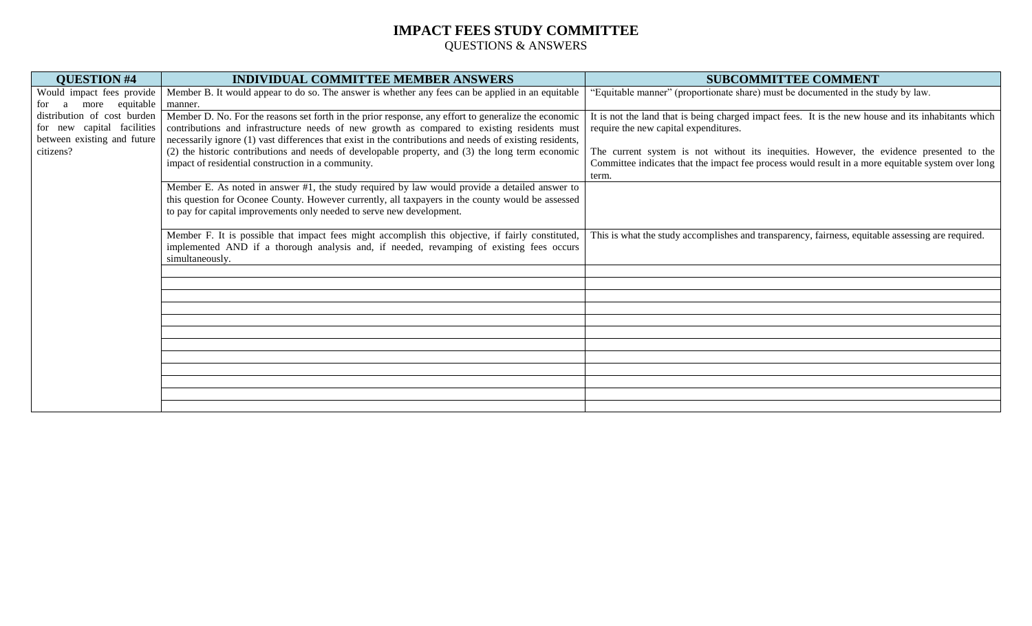# IMPACT FEES STUDY COMMITTEE

QUESTIONS & ANSWERS

| QUESTION #4 | INDIVIDUAL COMMITTEE MEMBER ANSWERS | SUBCOMMITTEE COMMENT |
|---|---|---|
| Would impact fees provide for a more equitable distribution of cost burden for new capital facilities between existing and future citizens? | Member B. It would appear to do so. The answer is whether any fees can be applied in an equitable manner. | "Equitable manner" (proportionate share) must be documented in the study by law. |
| | Member D. No. For the reasons set forth in the prior response, any effort to generalize the economic contributions and infrastructure needs of new growth as compared to existing residents must necessarily ignore (1) vast differences that exist in the contributions and needs of existing residents, (2) the historic contributions and needs of developable property, and (3) the long term economic impact of residential construction in a community. | It is not the land that is being charged impact fees. It is the new house and its inhabitants which require the new capital expenditures.<br><br>The current system is not without its inequities. However, the evidence presented to the Committee indicates that the impact fee process would result in a more equitable system over long term. |
| | Member E. As noted in answer #1, the study required by law would provide a detailed answer to this question for Oconee County. However currently, all taxpayers in the county would be assessed to pay for capital improvements only needed to serve new development. | |
| | Member F. It is possible that impact fees might accomplish this objective, if fairly constituted, implemented AND if a thorough analysis and, if needed, revamping of existing fees occurs simultaneously. | This is what the study accomplishes and transparency, fairness, equitable assessing are required. |
| | | |
| | | |
| | | |
| | | |
| | | |
| | | |
| | | |
| | | |
| | | |
| | | |
| | | |
| | | |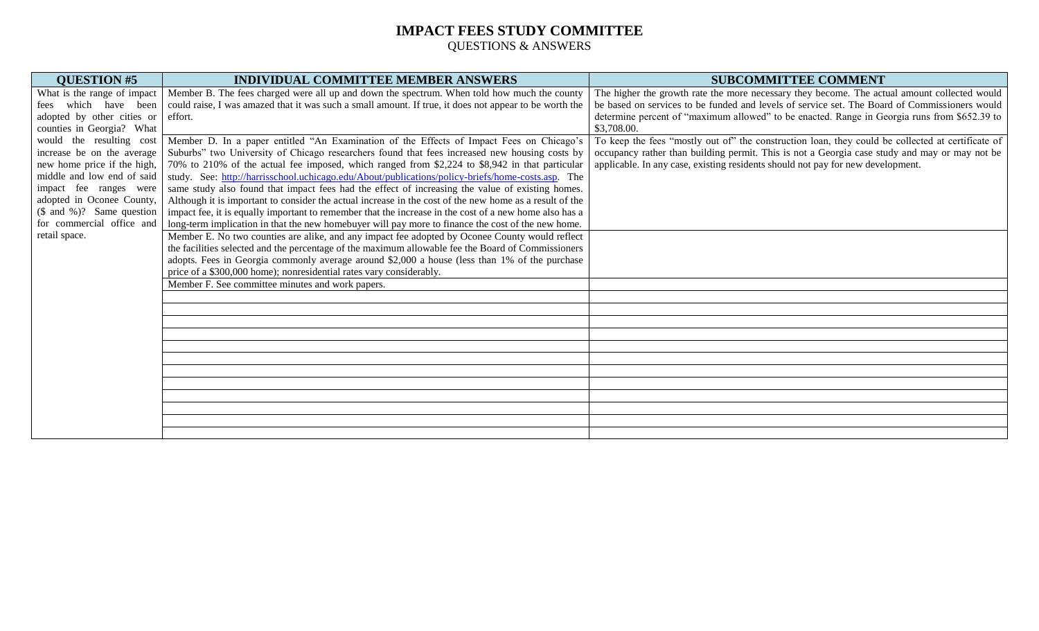# IMPACT FEES STUDY COMMITTEE

QUESTIONS & ANSWERS

| QUESTION #5 | INDIVIDUAL COMMITTEE MEMBER ANSWERS | SUBCOMMITTEE COMMENT |
|---|---|---|
| What is the range of impact fees which have been adopted by other cities or counties in Georgia? What would the resulting cost increase be on the average new home price if the high, middle and low end of said impact fee ranges were adopted in Oconee County, ($ and %)? Same question for commercial office and retail space. | Member B. The fees charged were all up and down the spectrum. When told how much the county could raise, I was amazed that it was such a small amount. If true, it does not appear to be worth the effort. | The higher the growth rate the more necessary they become. The actual amount collected would be based on services to be funded and levels of service set. The Board of Commissioners would determine percent of "maximum allowed" to be enacted. Range in Georgia runs from $652.39 to $3,708.00. |
| | Member D. In a paper entitled "An Examination of the Effects of Impact Fees on Chicago's Suburbs" two University of Chicago researchers found that fees increased new housing costs by 70% to 210% of the actual fee imposed, which ranged from $2,224 to $8,942 in that particular study. See: [http://harrisschool.uchicago.edu/About/publications/policy-briefs/home-costs.asp](http://harrisschool.uchicago.edu/About/publications/policy-briefs/home-costs.asp). The same study also found that impact fees had the effect of increasing the value of existing homes. Although it is important to consider the actual increase in the cost of the new home as a result of the impact fee, it is equally important to remember that the increase in the cost of a new home also has a long-term implication in that the new homebuyer will pay more to finance the cost of the new home. | To keep the fees "mostly out of" the construction loan, they could be collected at certificate of occupancy rather than building permit. This is not a Georgia case study and may or may not be applicable. In any case, existing residents should not pay for new development. |
| | Member E. No two counties are alike, and any impact fee adopted by Oconee County would reflect the facilities selected and the percentage of the maximum allowable fee the Board of Commissioners adopts. Fees in Georgia commonly average around $2,000 a house (less than 1% of the purchase price of a $300,000 home); nonresidential rates vary considerably. | |
| | Member F. See committee minutes and work papers. | |
| | | |
| | | |
| | | |
| | | |
| | | |
| | | |
| | | |
| | | |
| | | |
| | | |
| | | |
| | | |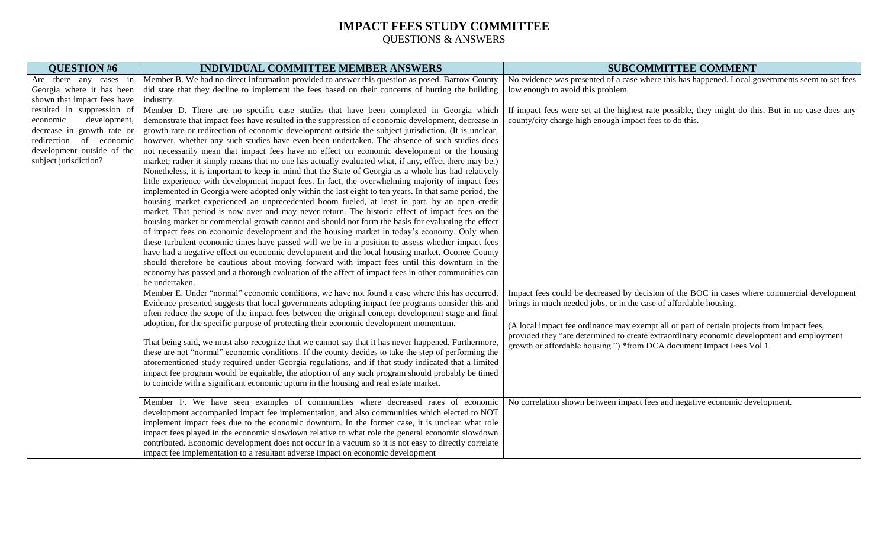# IMPACT FEES STUDY COMMITTEE

QUESTIONS & ANSWERS

| QUESTION #6 | INDIVIDUAL COMMITTEE MEMBER ANSWERS | SUBCOMMITTEE COMMENT |
| --- | --- | --- |
| Are there any cases in Georgia where it has been shown that impact fees have resulted in suppression of economic development, decrease in growth rate or redirection of economic development outside of the subject jurisdiction? | Member B. We had no direct information provided to answer this question as posed. Barrow County did state that they decline to implement the fees based on their concerns of hurting the building industry. | No evidence was presented of a case where this has happened. Local governments seem to set fees low enough to avoid this problem. |
| | Member D. There are no specific case studies that have been completed in Georgia which demonstrate that impact fees have resulted in the suppression of economic development, decrease in growth rate or redirection of economic development outside the subject jurisdiction. (It is unclear, however, whether any such studies have even been undertaken. The absence of such studies does not necessarily mean that impact fees have no effect on economic development or the housing market; rather it simply means that no one has actually evaluated what, if any, effect there may be.) Nonetheless, it is important to keep in mind that the State of Georgia as a whole has had relatively little experience with development impact fees. In fact, the overwhelming majority of impact fees implemented in Georgia were adopted only within the last eight to ten years. In that same period, the housing market experienced an unprecedented boom fueled, at least in part, by an open credit market. That period is now over and may never return. The historic effect of impact fees on the housing market or commercial growth cannot and should not form the basis for evaluating the effect of impact fees on economic development and the housing market in today's economy. Only when these turbulent economic times have passed will we be in a position to assess whether impact fees have had a negative effect on economic development and the local housing market. Oconee County should therefore be cautious about moving forward with impact fees until this downturn in the economy has passed and a thorough evaluation of the affect of impact fees in other communities can be undertaken. | If impact fees were set at the highest rate possible, they might do this. But in no case does any county/city charge high enough impact fees to do this. |
| | Member E. Under "normal" economic conditions, we have not found a case where this has occurred. Evidence presented suggests that local governments adopting impact fee programs consider this and often reduce the scope of the impact fees between the original concept development stage and final adoption, for the specific purpose of protecting their economic development momentum.<br><br>That being said, we must also recognize that we cannot say that it has never happened. Furthermore, these are not "normal" economic conditions. If the county decides to take the step of performing the aforementioned study required under Georgia regulations, and if that study indicated that a limited impact fee program would be equitable, the adoption of any such program should probably be timed to coincide with a significant economic upturn in the housing and real estate market. | Impact fees could be decreased by decision of the BOC in cases where commercial development brings in much needed jobs, or in the case of affordable housing.<br><br>(A local impact fee ordinance may exempt all or part of certain projects from impact fees, provided they "are determined to create extraordinary economic development and employment growth or affordable housing.") *from DCA document Impact Fees Vol 1. |
| | Member F. We have seen examples of communities where decreased rates of economic development accompanied impact fee implementation, and also communities which elected to NOT implement impact fees due to the economic downturn. In the former case, it is unclear what role impact fees played in the economic slowdown relative to what role the general economic slowdown contributed. Economic development does not occur in a vacuum so it is not easy to directly correlate impact fee implementation to a resultant adverse impact on economic development | No correlation shown between impact fees and negative economic development. |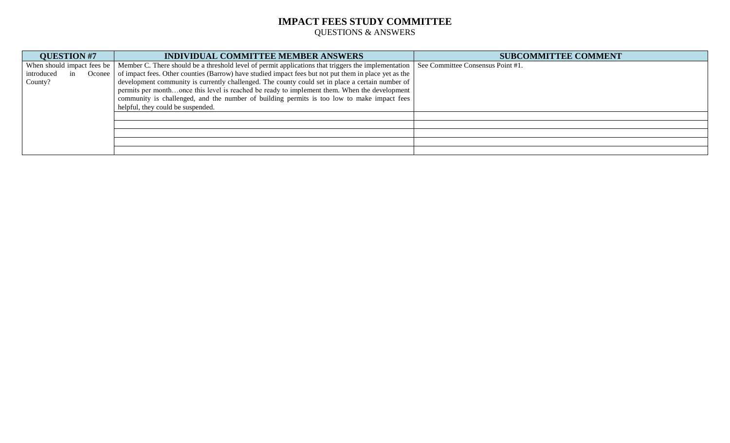# IMPACT FEES STUDY COMMITTEE
QUESTIONS & ANSWERS

| QUESTION #7 | INDIVIDUAL COMMITTEE MEMBER ANSWERS | SUBCOMMITTEE COMMENT |
|---|---|---|
| When should impact fees be introduced in Oconee County? | Member C. There should be a threshold level of permit applications that triggers the implementation of impact fees. Other counties (Barrow) have studied impact fees but not put them in place yet as the development community is currently challenged. The county could set in place a certain number of permits per month…once this level is reached be ready to implement them. When the development community is challenged, and the number of building permits is too low to make impact fees helpful, they could be suspended. | See Committee Consensus Point #1. |
| | | |
| | | |
| | | |
| | | |
| | | |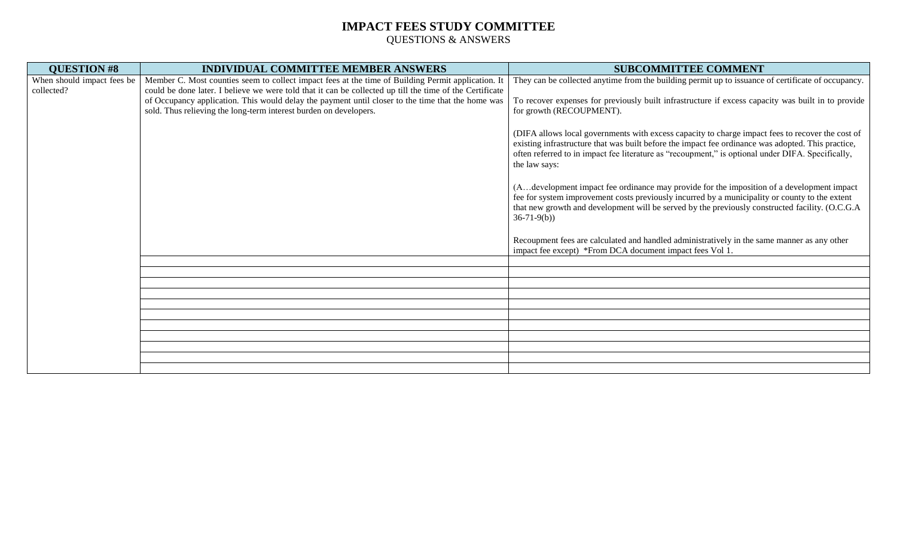# IMPACT FEES STUDY COMMITTEE

QUESTIONS & ANSWERS

| QUESTION #8 | INDIVIDUAL COMMITTEE MEMBER ANSWERS | SUBCOMMITTEE COMMENT |
|---|---|---|
| When should impact fees be collected? | Member C. Most counties seem to collect impact fees at the time of Building Permit application. It could be done later. I believe we were told that it can be collected up till the time of the Certificate of Occupancy application. This would delay the payment until closer to the time that the home was sold. Thus relieving the long-term interest burden on developers. | They can be collected anytime from the building permit up to issuance of certificate of occupancy.<br><br>To recover expenses for previously built infrastructure if excess capacity was built in to provide for growth (RECOUPMENT).<br><br>(DIFA allows local governments with excess capacity to charge impact fees to recover the cost of existing infrastructure that was built before the impact fee ordinance was adopted. This practice, often referred to in impact fee literature as "recoupment," is optional under DIFA. Specifically, the law says:<br><br>(A…development impact fee ordinance may provide for the imposition of a development impact fee for system improvement costs previously incurred by a municipality or county to the extent that new growth and development will be served by the previously constructed facility. (O.C.G.A 36-71-9(b))<br><br>Recoupment fees are calculated and handled administratively in the same manner as any other impact fee except) *From DCA document impact fees Vol 1. |
| | | |
| | | |
| | | |
| | | |
| | | |
| | | |
| | | |
| | | |
| | | |
| | | |
| | | |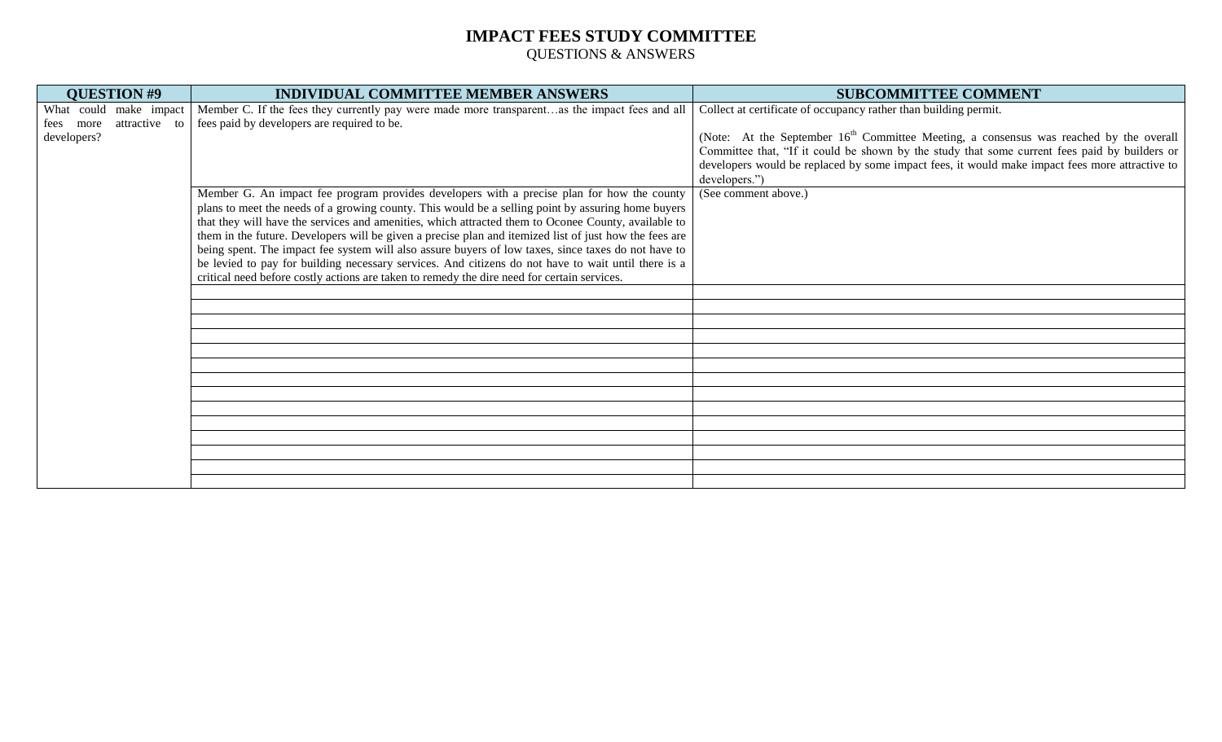# IMPACT FEES STUDY COMMITTEE

QUESTIONS & ANSWERS

| QUESTION #9 | INDIVIDUAL COMMITTEE MEMBER ANSWERS | SUBCOMMITTEE COMMENT |
|---|---|---|
| What could make impact fees more attractive to developers? | Member C. If the fees they currently pay were made more transparent…as the impact fees and all fees paid by developers are required to be. | Collect at certificate of occupancy rather than building permit.<br><br>(Note: At the September 16th Committee Meeting, a consensus was reached by the overall Committee that, "If it could be shown by the study that some current fees paid by builders or developers would be replaced by some impact fees, it would make impact fees more attractive to developers.") |
| | Member G. An impact fee program provides developers with a precise plan for how the county plans to meet the needs of a growing county. This would be a selling point by assuring home buyers that they will have the services and amenities, which attracted them to Oconee County, available to them in the future. Developers will be given a precise plan and itemized list of just how the fees are being spent. The impact fee system will also assure buyers of low taxes, since taxes do not have to be levied to pay for building necessary services. And citizens do not have to wait until there is a critical need before costly actions are taken to remedy the dire need for certain services. | (See comment above.) |
| | | |
| | | |
| | | |
| | | |
| | | |
| | | |
| | | |
| | | |
| | | |
| | | |
| | | |
| | | |
| | | |
| | | |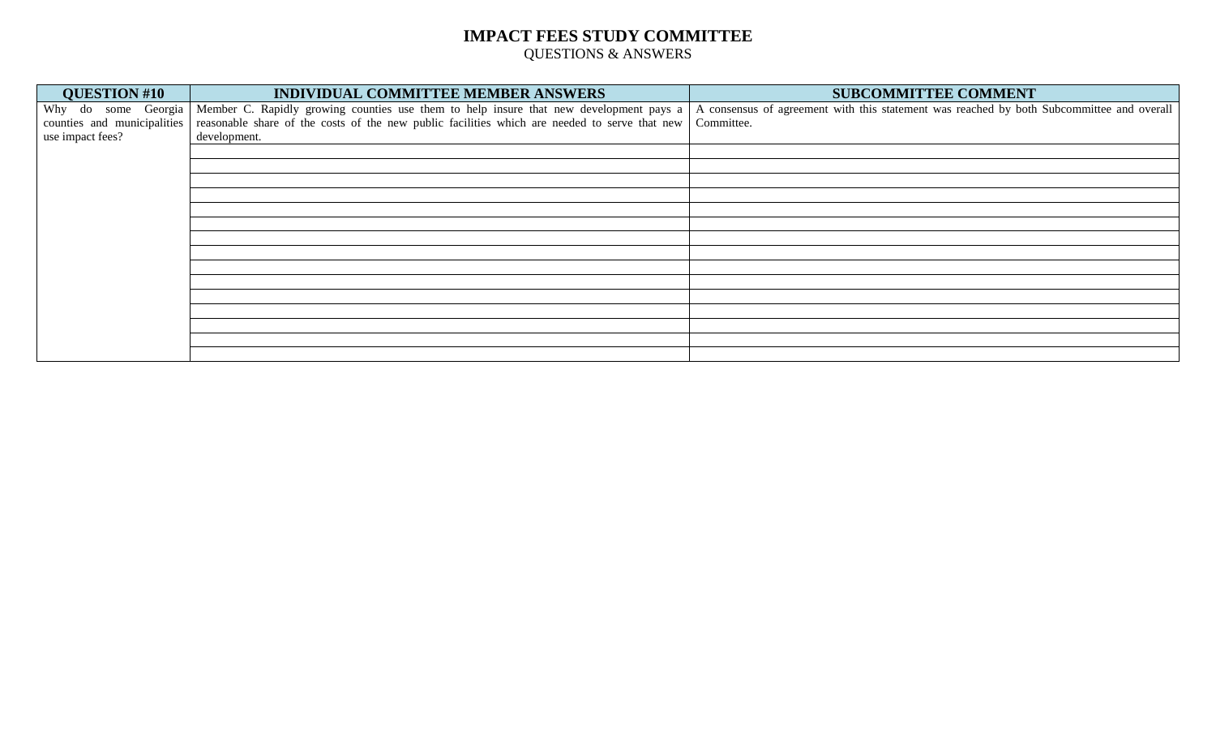# IMPACT FEES STUDY COMMITTEE

QUESTIONS & ANSWERS

| QUESTION #10 | INDIVIDUAL COMMITTEE MEMBER ANSWERS | SUBCOMMITTEE COMMENT |
|---|---|---|
| Why do some Georgia counties and municipalities use impact fees? | Member C. Rapidly growing counties use them to help insure that new development pays a reasonable share of the costs of the new public facilities which are needed to serve that new development. | A consensus of agreement with this statement was reached by both Subcommittee and overall Committee. |
| | | |
| | | |
| | | |
| | | |
| | | |
| | | |
| | | |
| | | |
| | | |
| | | |
| | | |
| | | |
| | | |
| | | |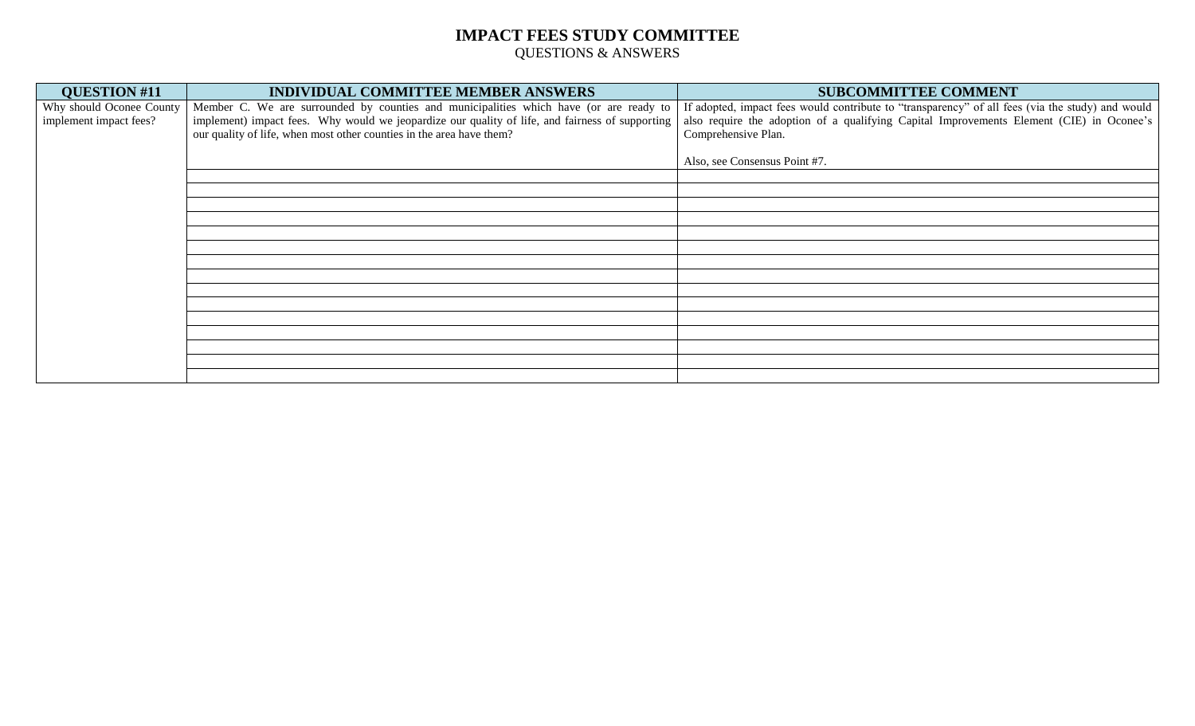# IMPACT FEES STUDY COMMITTEE

QUESTIONS & ANSWERS

| QUESTION #11 | INDIVIDUAL COMMITTEE MEMBER ANSWERS | SUBCOMMITTEE COMMENT |
|---|---|---|
| Why should Oconee County implement impact fees? | Member C. We are surrounded by counties and municipalities which have (or are ready to implement) impact fees. Why would we jeopardize our quality of life, and fairness of supporting our quality of life, when most other counties in the area have them? | If adopted, impact fees would contribute to "transparency" of all fees (via the study) and would also require the adoption of a qualifying Capital Improvements Element (CIE) in Oconee's Comprehensive Plan.<br><br>Also, see Consensus Point #7. |
| | | |
| | | |
| | | |
| | | |
| | | |
| | | |
| | | |
| | | |
| | | |
| | | |
| | | |
| | | |
| | | |
| | | |
| | | |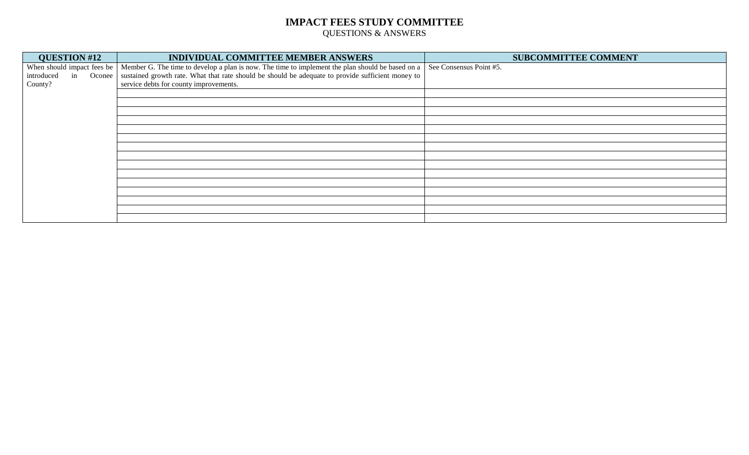# IMPACT FEES STUDY COMMITTEE

QUESTIONS & ANSWERS

| QUESTION #12 | INDIVIDUAL COMMITTEE MEMBER ANSWERS | SUBCOMMITTEE COMMENT |
|---|---|---|
| When should impact fees be introduced in Oconee County? | Member G. The time to develop a plan is now. The time to implement the plan should be based on a sustained growth rate. What that rate should be should be adequate to provide sufficient money to service debts for county improvements. | See Consensus Point #5. |
| | | |
| | | |
| | | |
| | | |
| | | |
| | | |
| | | |
| | | |
| | | |
| | | |
| | | |
| | | |
| | | |
| | | |
| | | |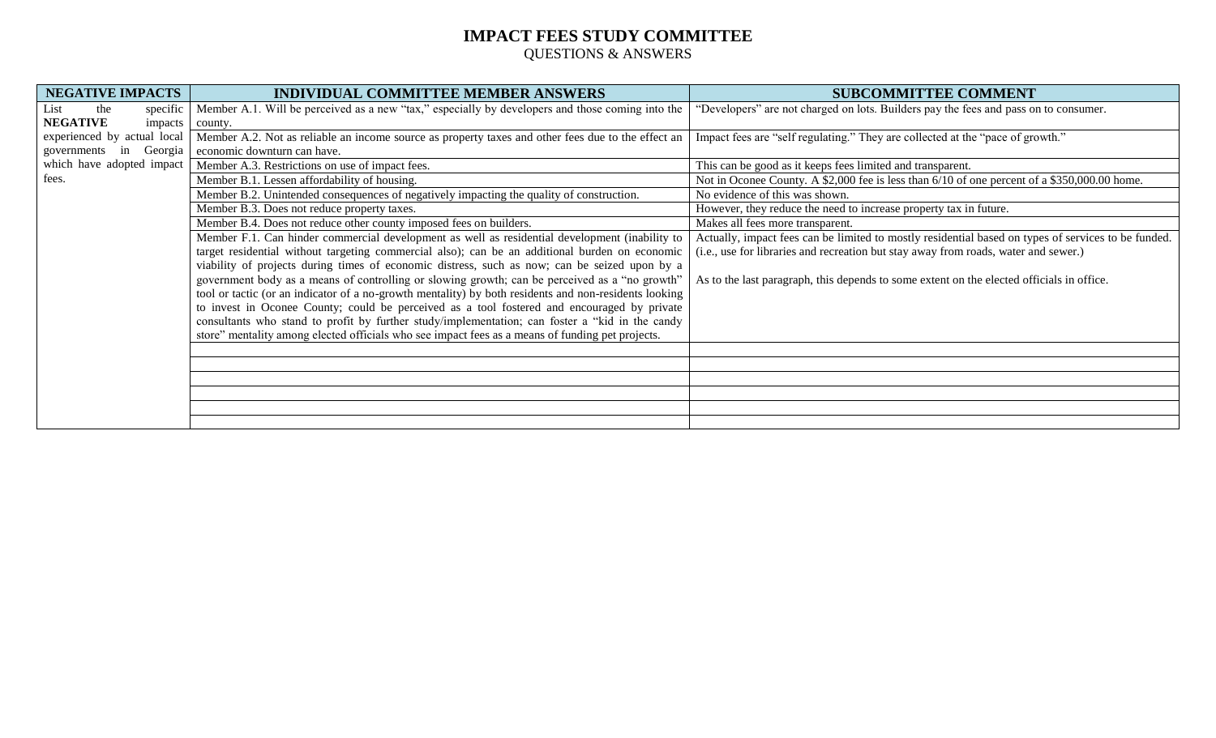# IMPACT FEES STUDY COMMITTEE

QUESTIONS & ANSWERS

| NEGATIVE IMPACTS | INDIVIDUAL COMMITTEE MEMBER ANSWERS | SUBCOMMITTEE COMMENT |
|---|---|---|
| List the specific **NEGATIVE** impacts experienced by actual local governments in Georgia which have adopted impact fees. | Member A.1. Will be perceived as a new "tax," especially by developers and those coming into the county. | "Developers" are not charged on lots. Builders pay the fees and pass on to consumer. |
| | Member A.2. Not as reliable an income source as property taxes and other fees due to the effect an economic downturn can have. | Impact fees are "self regulating." They are collected at the "pace of growth." |
| | Member A.3. Restrictions on use of impact fees. | This can be good as it keeps fees limited and transparent. |
| | Member B.1. Lessen affordability of housing. | Not in Oconee County. A $2,000 fee is less than 6/10 of one percent of a $350,000.00 home. |
| | Member B.2. Unintended consequences of negatively impacting the quality of construction. | No evidence of this was shown. |
| | Member B.3. Does not reduce property taxes. | However, they reduce the need to increase property tax in future. |
| | Member B.4. Does not reduce other county imposed fees on builders. | Makes all fees more transparent. |
| | Member F.1. Can hinder commercial development as well as residential development (inability to target residential without targeting commercial also); can be an additional burden on economic viability of projects during times of economic distress, such as now; can be seized upon by a government body as a means of controlling or slowing growth; can be perceived as a "no growth" tool or tactic (or an indicator of a no-growth mentality) by both residents and non-residents looking to invest in Oconee County; could be perceived as a tool fostered and encouraged by private consultants who stand to profit by further study/implementation; can foster a "kid in the candy store" mentality among elected officials who see impact fees as a means of funding pet projects. | Actually, impact fees can be limited to mostly residential based on types of services to be funded. (i.e., use for libraries and recreation but stay away from roads, water and sewer.)<br><br>As to the last paragraph, this depends to some extent on the elected officials in office. |
| | | |
| | | |
| | | |
| | | |
| | | |
| | | |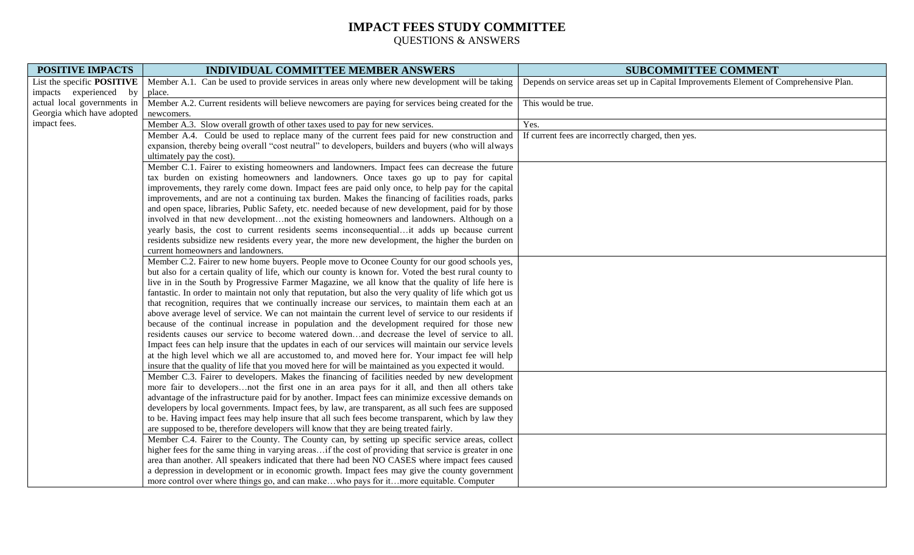# IMPACT FEES STUDY COMMITTEE

QUESTIONS & ANSWERS

| POSITIVE IMPACTS | INDIVIDUAL COMMITTEE MEMBER ANSWERS | SUBCOMMITTEE COMMENT |
|---|---|---|
| List the specific **POSITIVE** impacts experienced by actual local governments in Georgia which have adopted impact fees. | Member A.1. Can be used to provide services in areas only where new development will be taking place. | Depends on service areas set up in Capital Improvements Element of Comprehensive Plan. |
| | Member A.2. Current residents will believe newcomers are paying for services being created for the newcomers. | This would be true. |
| | Member A.3. Slow overall growth of other taxes used to pay for new services. | Yes. |
| | Member A.4. Could be used to replace many of the current fees paid for new construction and expansion, thereby being overall "cost neutral" to developers, builders and buyers (who will always ultimately pay the cost). | If current fees are incorrectly charged, then yes. |
| | Member C.1. Fairer to existing homeowners and landowners. Impact fees can decrease the future tax burden on existing homeowners and landowners. Once taxes go up to pay for capital improvements, they rarely come down. Impact fees are paid only once, to help pay for the capital improvements, and are not a continuing tax burden. Makes the financing of facilities roads, parks and open space, libraries, Public Safety, etc. needed because of new development, paid for by those involved in that new development…not the existing homeowners and landowners. Although on a yearly basis, the cost to current residents seems inconsequential…it adds up because current residents subsidize new residents every year, the more new development, the higher the burden on current homeowners and landowners. | |
| | Member C.2. Fairer to new home buyers. People move to Oconee County for our good schools yes, but also for a certain quality of life, which our county is known for. Voted the best rural county to live in in the South by Progressive Farmer Magazine, we all know that the quality of life here is fantastic. In order to maintain not only that reputation, but also the very quality of life which got us that recognition, requires that we continually increase our services, to maintain them each at an above average level of service. We can not maintain the current level of service to our residents if because of the continual increase in population and the development required for those new residents causes our service to become watered down…and decrease the level of service to all. Impact fees can help insure that the updates in each of our services will maintain our service levels at the high level which we all are accustomed to, and moved here for. Your impact fee will help insure that the quality of life that you moved here for will be maintained as you expected it would. | |
| | Member C.3. Fairer to developers. Makes the financing of facilities needed by new development more fair to developers…not the first one in an area pays for it all, and then all others take advantage of the infrastructure paid for by another. Impact fees can minimize excessive demands on developers by local governments. Impact fees, by law, are transparent, as all such fees are supposed to be. Having impact fees may help insure that all such fees become transparent, which by law they are supposed to be, therefore developers will know that they are being treated fairly. | |
| | Member C.4. Fairer to the County. The County can, by setting up specific service areas, collect higher fees for the same thing in varying areas…if the cost of providing that service is greater in one area than another. All speakers indicated that there had been NO CASES where impact fees caused a depression in development or in economic growth. Impact fees may give the county government more control over where things go, and can make…who pays for it…more equitable. Computer | |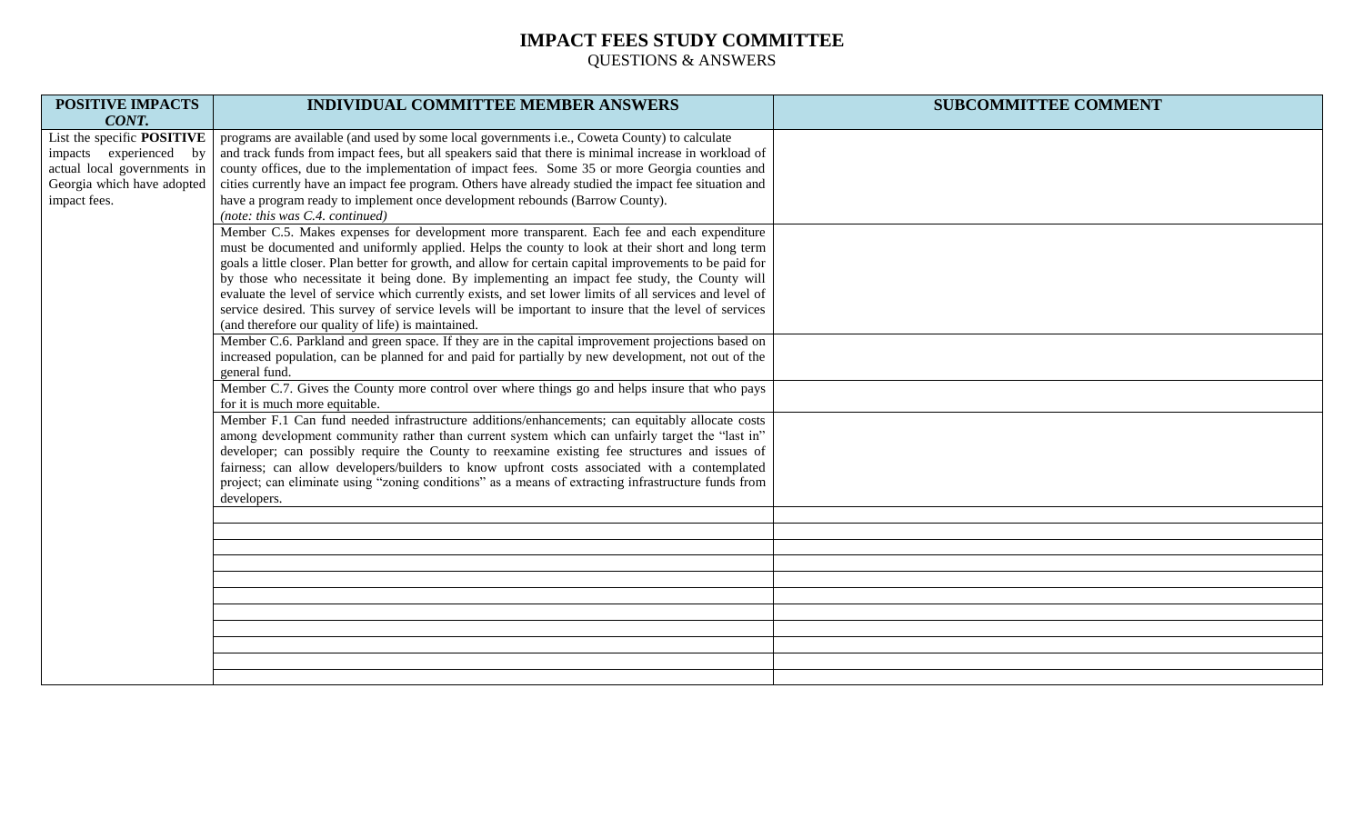# IMPACT FEES STUDY COMMITTEE

QUESTIONS & ANSWERS

| POSITIVE IMPACTS *CONT.* | INDIVIDUAL COMMITTEE MEMBER ANSWERS | SUBCOMMITTEE COMMENT |
|---|---|---|
| List the specific **POSITIVE** impacts experienced by actual local governments in Georgia which have adopted impact fees. | programs are available (and used by some local governments i.e., Coweta County) to calculate and track funds from impact fees, but all speakers said that there is minimal increase in workload of county offices, due to the implementation of impact fees. Some 35 or more Georgia counties and cities currently have an impact fee program. Others have already studied the impact fee situation and have a program ready to implement once development rebounds (Barrow County). *(note: this was C.4. continued)* | |
| | Member C.5. Makes expenses for development more transparent. Each fee and each expenditure must be documented and uniformly applied. Helps the county to look at their short and long term goals a little closer. Plan better for growth, and allow for certain capital improvements to be paid for by those who necessitate it being done. By implementing an impact fee study, the County will evaluate the level of service which currently exists, and set lower limits of all services and level of service desired. This survey of service levels will be important to insure that the level of services (and therefore our quality of life) is maintained. | |
| | Member C.6. Parkland and green space. If they are in the capital improvement projections based on increased population, can be planned for and paid for partially by new development, not out of the general fund. | |
| | Member C.7. Gives the County more control over where things go and helps insure that who pays for it is much more equitable. | |
| | Member F.1 Can fund needed infrastructure additions/enhancements; can equitably allocate costs among development community rather than current system which can unfairly target the "last in" developer; can possibly require the County to reexamine existing fee structures and issues of fairness; can allow developers/builders to know upfront costs associated with a contemplated project; can eliminate using "zoning conditions" as a means of extracting infrastructure funds from developers. | |
| | | |
| | | |
| | | |
| | | |
| | | |
| | | |
| | | |
| | | |
| | | |
| | | |
| | | |